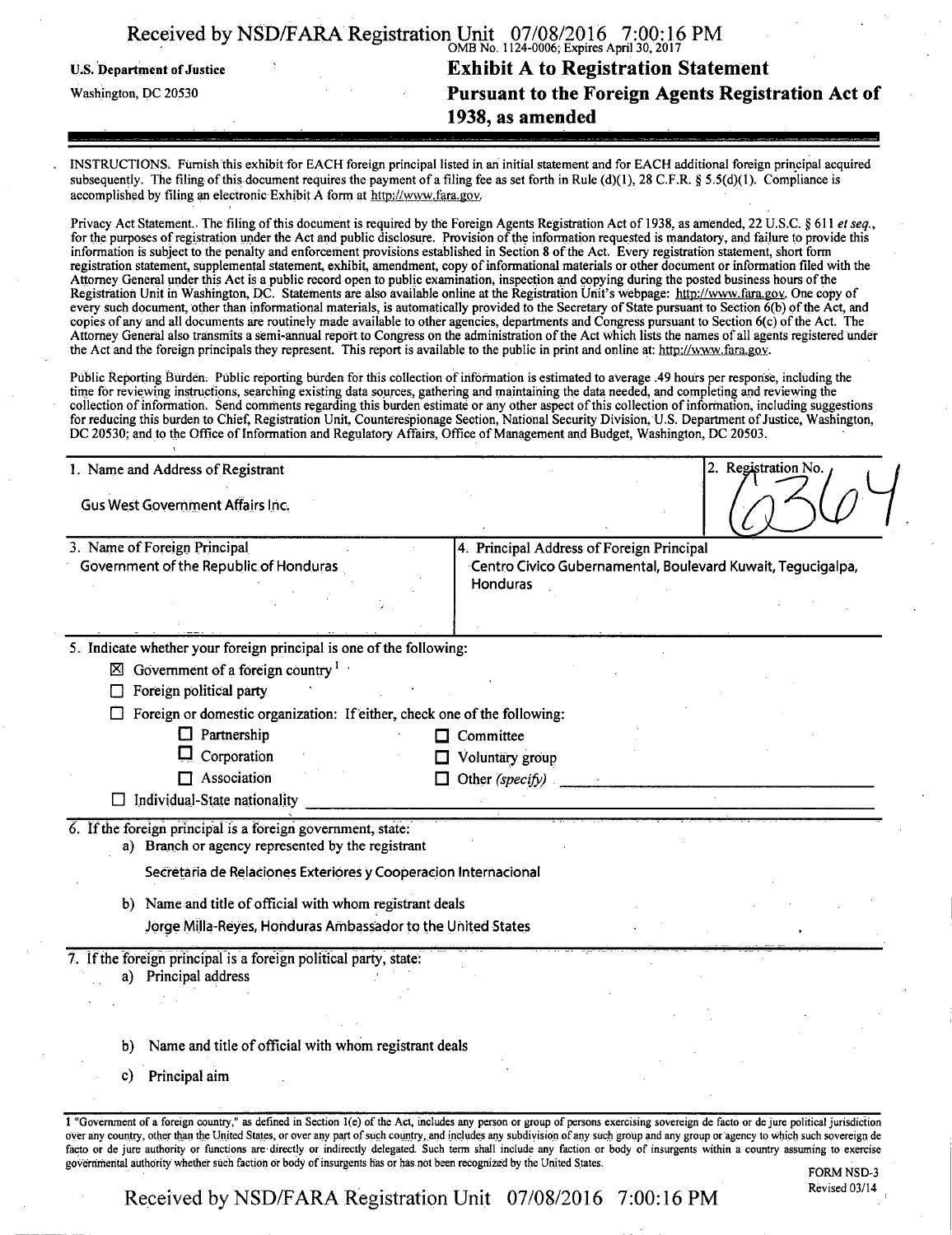U.S. Department of Justice
Washington, DC 20530

OMB No. 1124-0006; Expires April 30, 2017

# Exhibit A to Registration Statement Pursuant to the Foreign Agents Registration Act of 1938, as amended

INSTRUCTIONS. Furnish this exhibit for EACH foreign principal listed in an initial statement and for EACH additional foreign principal acquired subsequently. The filing of this document requires the payment of a filing fee as set forth in Rule (d)(1), 28 C.F.R. § 5.5(d)(1). Compliance is accomplished by filing an electronic Exhibit A form at http://www.fara.gov.

Privacy Act Statement. The filing of this document is required by the Foreign Agents Registration Act of 1938, as amended, 22 U.S.C. § 611 *et seq.*, for the purposes of registration under the Act and public disclosure. Provision of the information requested is mandatory, and failure to provide this information is subject to the penalty and enforcement provisions established in Section 8 of the Act. Every registration statement, short form registration statement, supplemental statement, exhibit, amendment, copy of informational materials or other document or information filed with the Attorney General under this Act is a public record open to public examination, inspection and copying during the posted business hours of the Registration Unit in Washington, DC. Statements are also available online at the Registration Unit's webpage: http://www.fara.gov. One copy of every such document, other than informational materials, is automatically provided to the Secretary of State pursuant to Section 6(b) of the Act, and copies of any and all documents are routinely made available to other agencies, departments and Congress pursuant to Section 6(c) of the Act. The Attorney General also transmits a semi-annual report to Congress on the administration of the Act which lists the names of all agents registered under the Act and the foreign principals they represent. This report is available to the public in print and online at: http://www.fara.gov.

Public Reporting Burden. Public reporting burden for this collection of information is estimated to average .49 hours per response, including the time for reviewing instructions, searching existing data sources, gathering and maintaining the data needed, and completing and reviewing the collection of information. Send comments regarding this burden estimate or any other aspect of this collection of information, including suggestions for reducing this burden to Chief, Registration Unit, Counterespionage Section, National Security Division, U.S. Department of Justice, Washington, DC 20530; and to the Office of Information and Regulatory Affairs, Office of Management and Budget, Washington, DC 20503.

| 1. Name and Address of Registrant | 2. Registration No. |
|---|---|
| Gus West Government Affairs Inc. | 6364 |

| 3. Name of Foreign Principal | 4. Principal Address of Foreign Principal |
|---|---|
| Government of the Republic of Honduras | Centro Civico Gubernamental, Boulevard Kuwait, Tegucigalpa, Honduras |

5. Indicate whether your foreign principal is one of the following:

- ☒ Government of a foreign country [1]
- ☐ Foreign political party
- ☐ Foreign or domestic organization: If either, check one of the following:
  - ☐ Partnership
  - ☐ Corporation
  - ☐ Association
  - ☐ Committee
  - ☐ Voluntary group
  - ☐ Other *(specify)*
- ☐ Individual-State nationality

6. If the foreign principal is a foreign government, state:

a) Branch or agency represented by the registrant

Secretaria de Relaciones Exteriores y Cooperacion Internacional

b) Name and title of official with whom registrant deals

Jorge Milla-Reyes, Honduras Ambassador to the United States

7. If the foreign principal is a foreign political party, state:

a) Principal address

b) Name and title of official with whom registrant deals

c) Principal aim

---

1 "Government of a foreign country," as defined in Section 1(e) of the Act, includes any person or group of persons exercising sovereign de facto or de jure political jurisdiction over any country, other than the United States, or over any part of such country, and includes any subdivision of any such group and any group or agency to which such sovereign de facto or de jure authority or functions are directly or indirectly delegated. Such term shall include any faction or body of insurgents within a country assuming to exercise governmental authority whether such faction or body of insurgents has or has not been recognized by the United States.

FORM NSD-3
Revised 03/14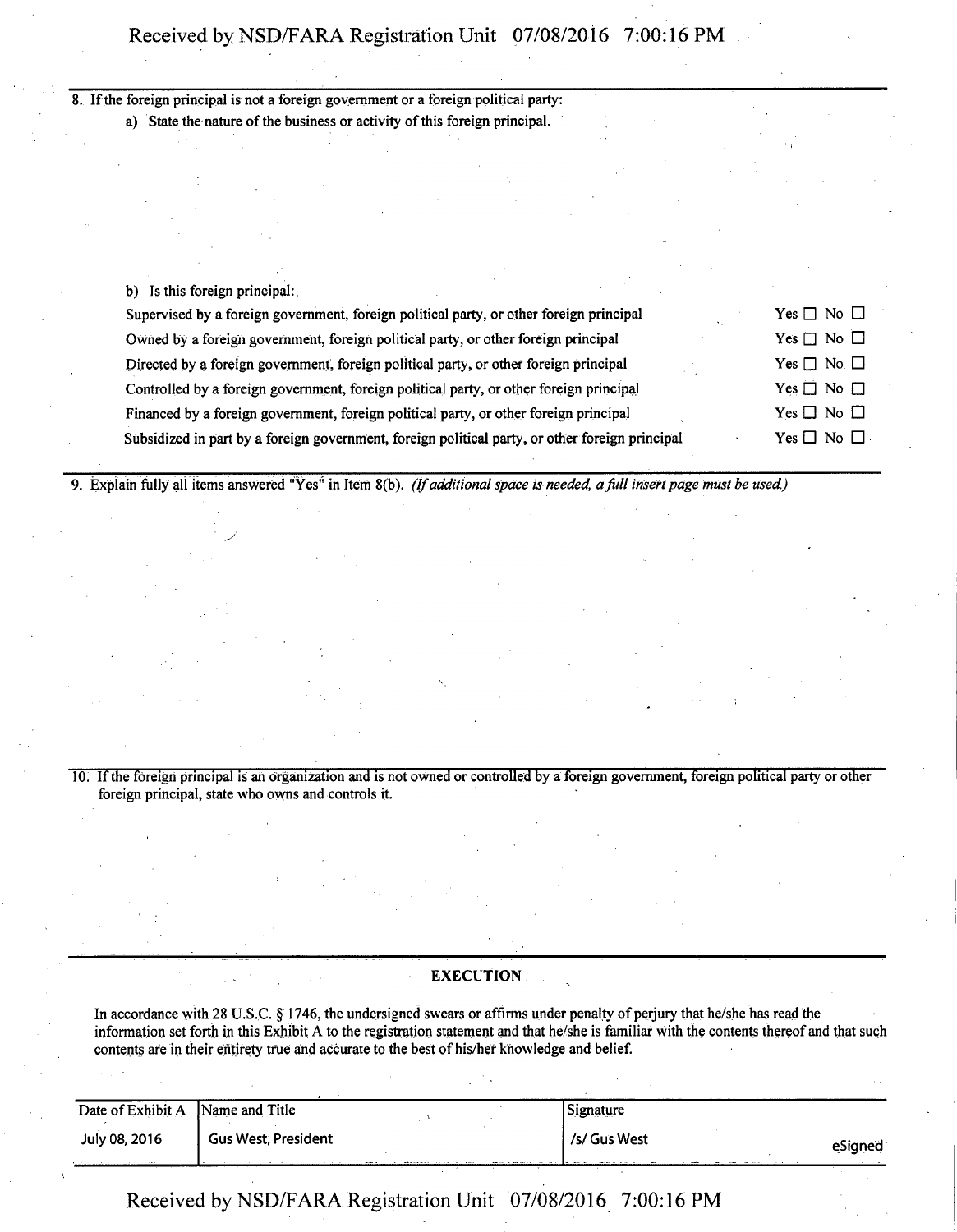8. If the foreign principal is not a foreign government or a foreign political party:
   a) State the nature of the business or activity of this foreign principal.

   b) Is this foreign principal:

| | |
|---|---|
| Supervised by a foreign government, foreign political party, or other foreign principal | Yes ☐ No ☐ |
| Owned by a foreign government, foreign political party, or other foreign principal | Yes ☐ No ☐ |
| Directed by a foreign government, foreign political party, or other foreign principal | Yes ☐ No ☐ |
| Controlled by a foreign government, foreign political party, or other foreign principal | Yes ☐ No ☐ |
| Financed by a foreign government, foreign political party, or other foreign principal | Yes ☐ No ☐ |
| Subsidized in part by a foreign government, foreign political party, or other foreign principal | Yes ☐ No ☐ |

9. Explain fully all items answered "Yes" in Item 8(b). *(If additional space is needed, a full insert page must be used.)*

10. If the foreign principal is an organization and is not owned or controlled by a foreign government, foreign political party or other foreign principal, state who owns and controls it.

## EXECUTION

In accordance with 28 U.S.C. § 1746, the undersigned swears or affirms under penalty of perjury that he/she has read the information set forth in this Exhibit A to the registration statement and that he/she is familiar with the contents thereof and that such contents are in their entirety true and accurate to the best of his/her knowledge and belief.

| Date of Exhibit A | Name and Title | Signature |
|---|---|---|
| July 08, 2016 | Gus West, President | /s/ Gus West eSigned |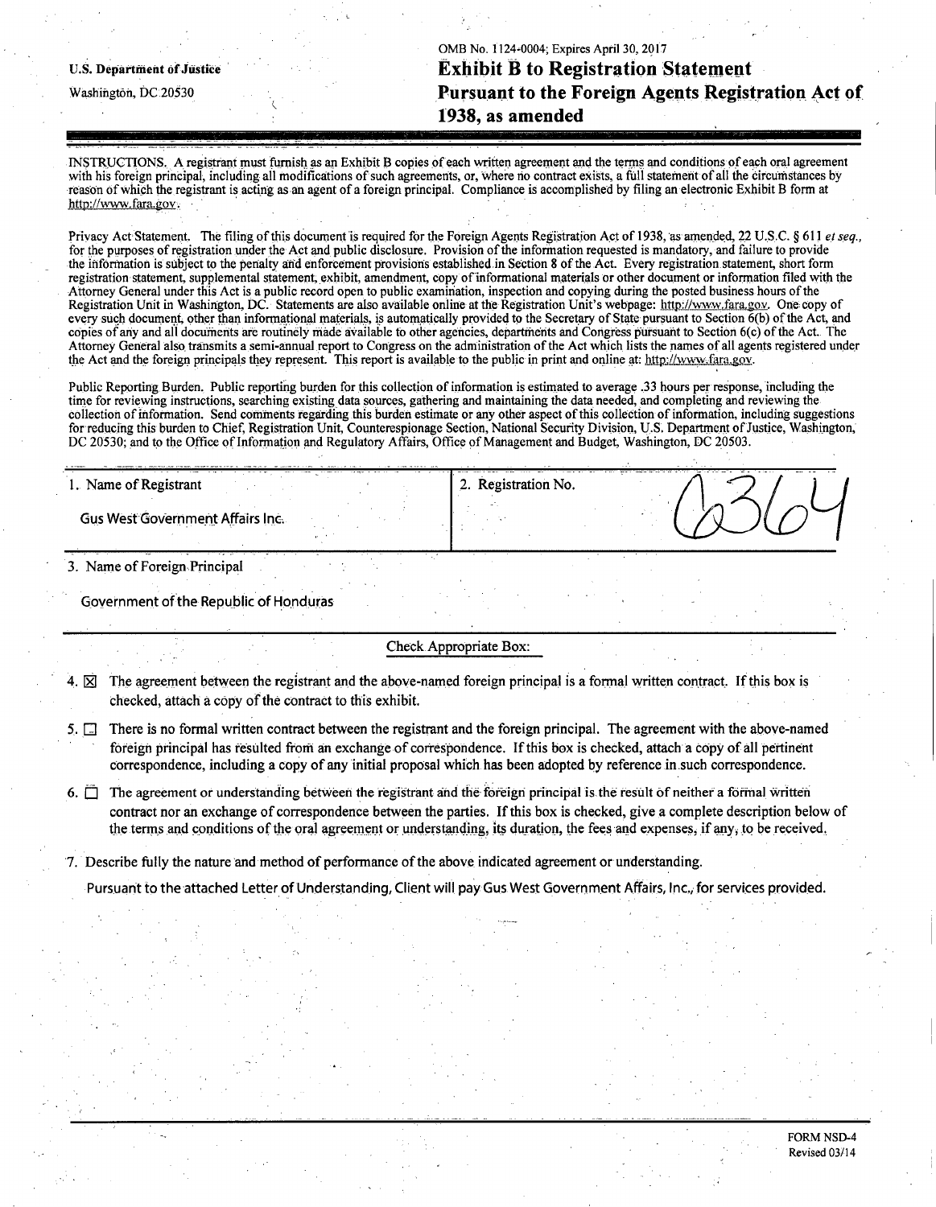U.S. Department of Justice

Washington, DC 20530

OMB No. 1124-0004; Expires April 30, 2017

# Exhibit B to Registration Statement Pursuant to the Foreign Agents Registration Act of 1938, as amended

INSTRUCTIONS. A registrant must furnish as an Exhibit B copies of each written agreement and the terms and conditions of each oral agreement with his foreign principal, including all modifications of such agreements, or, where no contract exists, a full statement of all the circumstances by reason of which the registrant is acting as an agent of a foreign principal. Compliance is accomplished by filing an electronic Exhibit B form at http://www.fara.gov.

Privacy Act Statement. The filing of this document is required for the Foreign Agents Registration Act of 1938, as amended, 22 U.S.C. § 611 *et seq.*, for the purposes of registration under the Act and public disclosure. Provision of the information requested is mandatory, and failure to provide the information is subject to the penalty and enforcement provisions established in Section 8 of the Act. Every registration statement, short form registration statement, supplemental statement, exhibit, amendment, copy of informational materials or other document or information filed with the Attorney General under this Act is a public record open to public examination, inspection and copying during the posted business hours of the Registration Unit in Washington, DC. Statements are also available online at the Registration Unit's webpage: http://www.fara.gov. One copy of every such document, other than informational materials, is automatically provided to the Secretary of State pursuant to Section 6(b) of the Act, and copies of any and all documents are routinely made available to other agencies, departments and Congress pursuant to Section 6(c) of the Act. The Attorney General also transmits a semi-annual report to Congress on the administration of the Act which lists the names of all agents registered under the Act and the foreign principals they represent. This report is available to the public in print and online at: http://www.fara.gov.

Public Reporting Burden. Public reporting burden for this collection of information is estimated to average .33 hours per response, including the time for reviewing instructions, searching existing data sources, gathering and maintaining the data needed, and completing and reviewing the collection of information. Send comments regarding this burden estimate or any other aspect of this collection of information, including suggestions for reducing this burden to Chief, Registration Unit, Counterespionage Section, National Security Division, U.S. Department of Justice, Washington, DC 20530; and to the Office of Information and Regulatory Affairs, Office of Management and Budget, Washington, DC 20503.

| 1. Name of Registrant | 2. Registration No. |
| --- | --- |
| Gus West Government Affairs Inc. | 6364 |

3. Name of Foreign Principal

Government of the Republic of Honduras

Check Appropriate Box:

4. ☒ The agreement between the registrant and the above-named foreign principal is a formal written contract. If this box is checked, attach a copy of the contract to this exhibit.

5. ☐ There is no formal written contract between the registrant and the foreign principal. The agreement with the above-named foreign principal has resulted from an exchange of correspondence. If this box is checked, attach a copy of all pertinent correspondence, including a copy of any initial proposal which has been adopted by reference in such correspondence.

6. ☐ The agreement or understanding between the registrant and the foreign principal is the result of neither a formal written contract nor an exchange of correspondence between the parties. If this box is checked, give a complete description below of the terms and conditions of the oral agreement or understanding, its duration, the fees and expenses, if any, to be received.

7. Describe fully the nature and method of performance of the above indicated agreement or understanding.

Pursuant to the attached Letter of Understanding, Client will pay Gus West Government Affairs, Inc., for services provided.

FORM NSD-4
Revised 03/14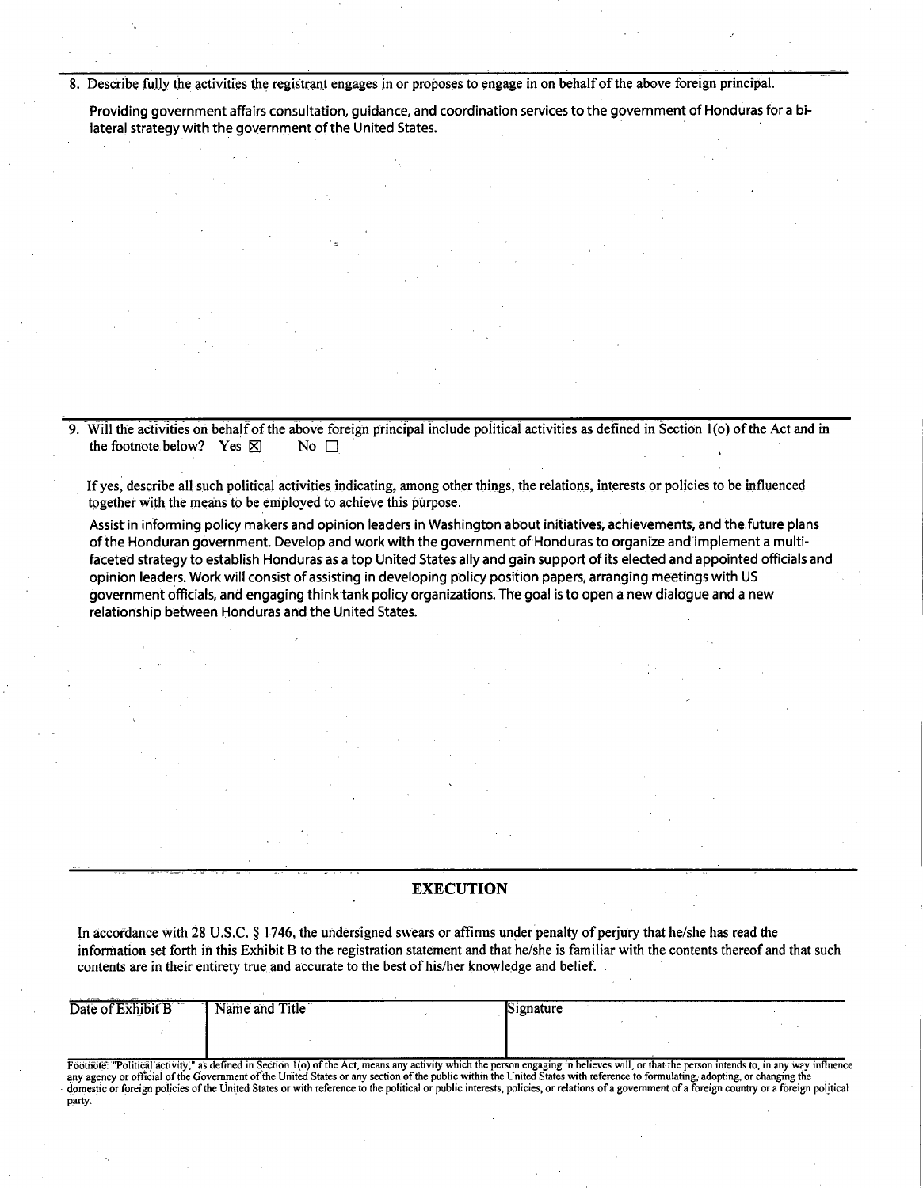8. Describe fully the activities the registrant engages in or proposes to engage in on behalf of the above foreign principal.

   Providing government affairs consultation, guidance, and coordination services to the government of Honduras for a bi-lateral strategy with the government of the United States.

9. Will the activities on behalf of the above foreign principal include political activities as defined in Section 1(o) of the Act and in the footnote below? Yes ☒ No ☐

   If yes, describe all such political activities indicating, among other things, the relations, interests or policies to be influenced together with the means to be employed to achieve this purpose.

   Assist in informing policy makers and opinion leaders in Washington about initiatives, achievements, and the future plans of the Honduran government. Develop and work with the government of Honduras to organize and implement a multi-faceted strategy to establish Honduras as a top United States ally and gain support of its elected and appointed officials and opinion leaders. Work will consist of assisting in developing policy position papers, arranging meetings with US government officials, and engaging think tank policy organizations. The goal is to open a new dialogue and a new relationship between Honduras and the United States.

## EXECUTION

In accordance with 28 U.S.C. § 1746, the undersigned swears or affirms under penalty of perjury that he/she has read the information set forth in this Exhibit B to the registration statement and that he/she is familiar with the contents thereof and that such contents are in their entirety true and accurate to the best of his/her knowledge and belief.

| Date of Exhibit B | Name and Title | Signature |
|---|---|---|
| | | |

Footnote: "Political activity," as defined in Section 1(o) of the Act, means any activity which the person engaging in believes will, or that the person intends to, in any way influence any agency or official of the Government of the United States or any section of the public within the United States with reference to formulating, adopting, or changing the domestic or foreign policies of the United States or with reference to the political or public interests, policies, or relations of a government of a foreign country or a foreign political party.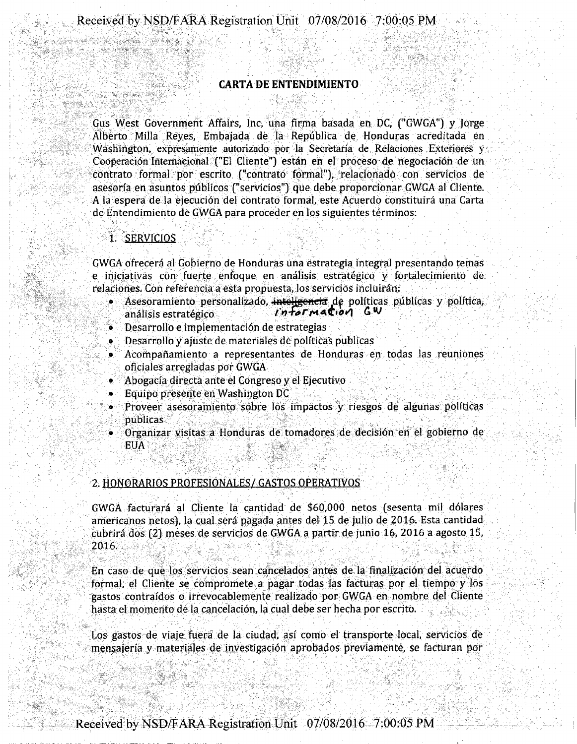**CARTA DE ENTENDIMIENTO**

Gus West Government Affairs, Inc, una firma basada en DC, ("GWGA") y Jorge Alberto Milla Reyes, Embajada de la República de Honduras acreditada en Washington, expresamente autorizado por la Secretaría de Relaciones Exteriores y Cooperación Internacional ("El Cliente") están en el proceso de negociación de un contrato formal por escrito ("contrato formal"), relacionado con servicios de asesoría en asuntos públicos ("servicios") que debe proporcionar GWGA al Cliente. A la espera de la ejecución del contrato formal, este Acuerdo constituirá una Carta de Entendimiento de GWGA para proceder en los siguientes términos:

1. SERVICIOS

GWGA ofrecerá al Gobierno de Honduras una estrategia integral presentando temas e iniciativas con fuerte enfoque en análisis estratégico y fortalecimiento de relaciones. Con referencia a esta propuesta, los servicios incluirán:

- Asesoramiento personalizado, ~~inteligencia~~ information GW de políticas públicas y política, análisis estratégico
- Desarrollo e implementación de estrategias
- Desarrollo y ajuste de materiales de políticas publicas
- Acompañamiento a representantes de Honduras en todas las reuniones oficiales arregladas por GWGA
- Abogacía directa ante el Congreso y el Ejecutivo
- Equipo presente en Washington DC
- Proveer asesoramiento sobre los impactos y riesgos de algunas políticas publicas
- Organizar visitas a Honduras de tomadores de decisión en el gobierno de EUA

2. HONORARIOS PROFESIONALES/ GASTOS OPERATIVOS

GWGA facturará al Cliente la cantidad de $60,000 netos (sesenta mil dólares americanos netos), la cual será pagada antes del 15 de julio de 2016. Esta cantidad cubrirá dos (2) meses de servicios de GWGA a partir de junio 16, 2016 a agosto 15, 2016.

En caso de que los servicios sean cancelados antes de la finalización del acuerdo formal, el Cliente se compromete a pagar todas las facturas por el tiempo y los gastos contraídos o irrevocablemente realizado por GWGA en nombre del Cliente hasta el momento de la cancelación, la cual debe ser hecha por escrito.

Los gastos de viaje fuera de la ciudad, así como el transporte local, servicios de mensajería y materiales de investigación aprobados previamente, se facturan por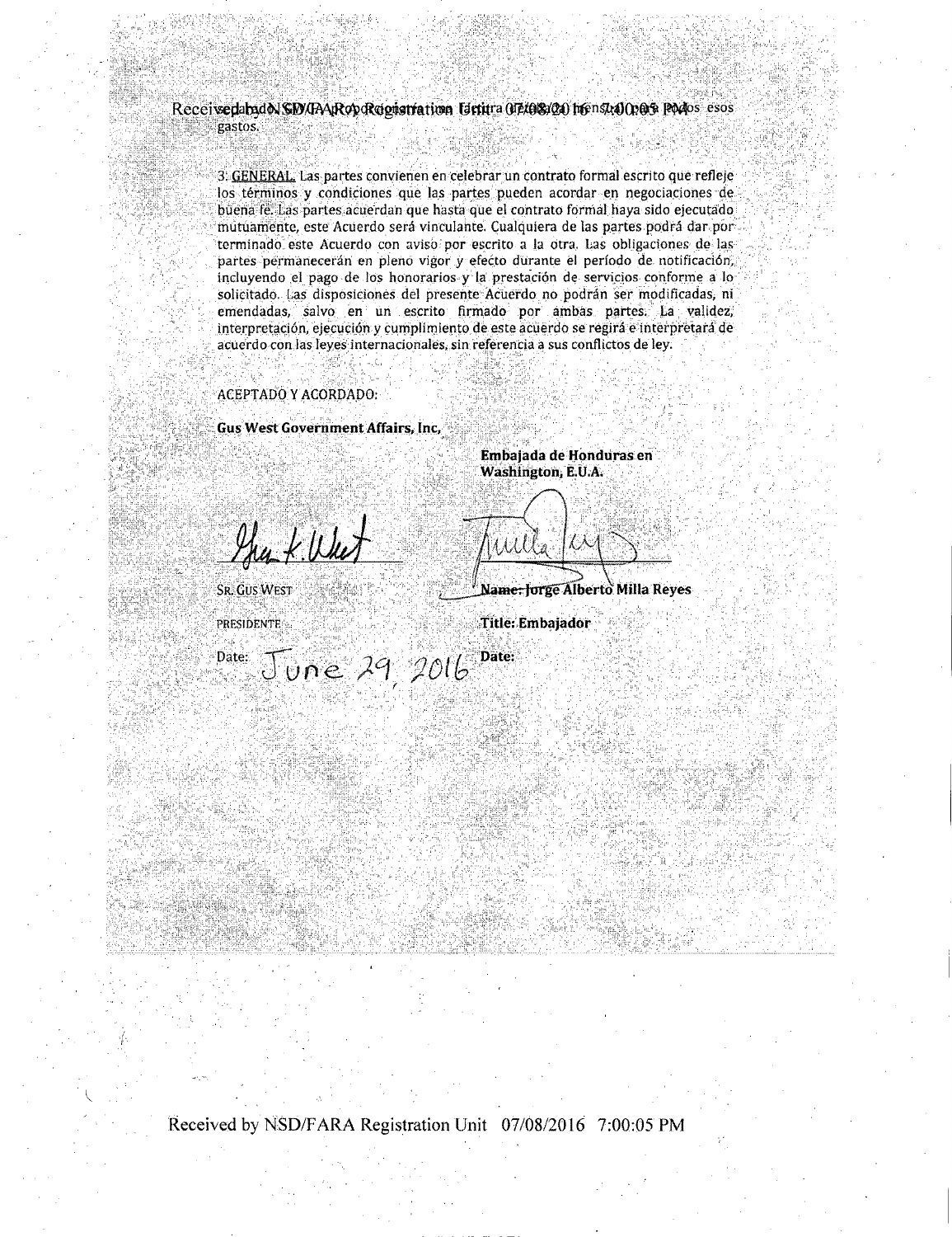gastos.

3. GENERAL. Las partes convienen en celebrar un contrato formal escrito que refleje los términos y condiciones que las partes pueden acordar en negociaciones de buena fe. Las partes acuerdan que hasta que el contrato formal haya sido ejecutado mutuamente, este Acuerdo será vinculante. Cualquiera de las partes podrá dar por terminado este Acuerdo con aviso por escrito a la otra. Las obligaciones de las partes permanecerán en pleno vigor y efecto durante el período de notificación, incluyendo el pago de los honorarios y la prestación de servicios conforme a lo solicitado. Las disposiciones del presente Acuerdo no podrán ser modificadas, ni emendadas, salvo en un escrito firmado por ambas partes. La validez, interpretación, ejecución y cumplimiento de este acuerdo se regirá e interpretará de acuerdo con las leyes internacionales, sin referencia a sus conflictos de ley.

ACEPTADO Y ACORDADO:

**Gus West Government Affairs, Inc,**

**Embajada de Honduras en Washington, E.U.A.**

SR. GUS WEST

PRESIDENTE

Date: June 29, 2016

**Name: Jorge Alberto Milla Reyes**

**Title: Embajador**

**Date:**